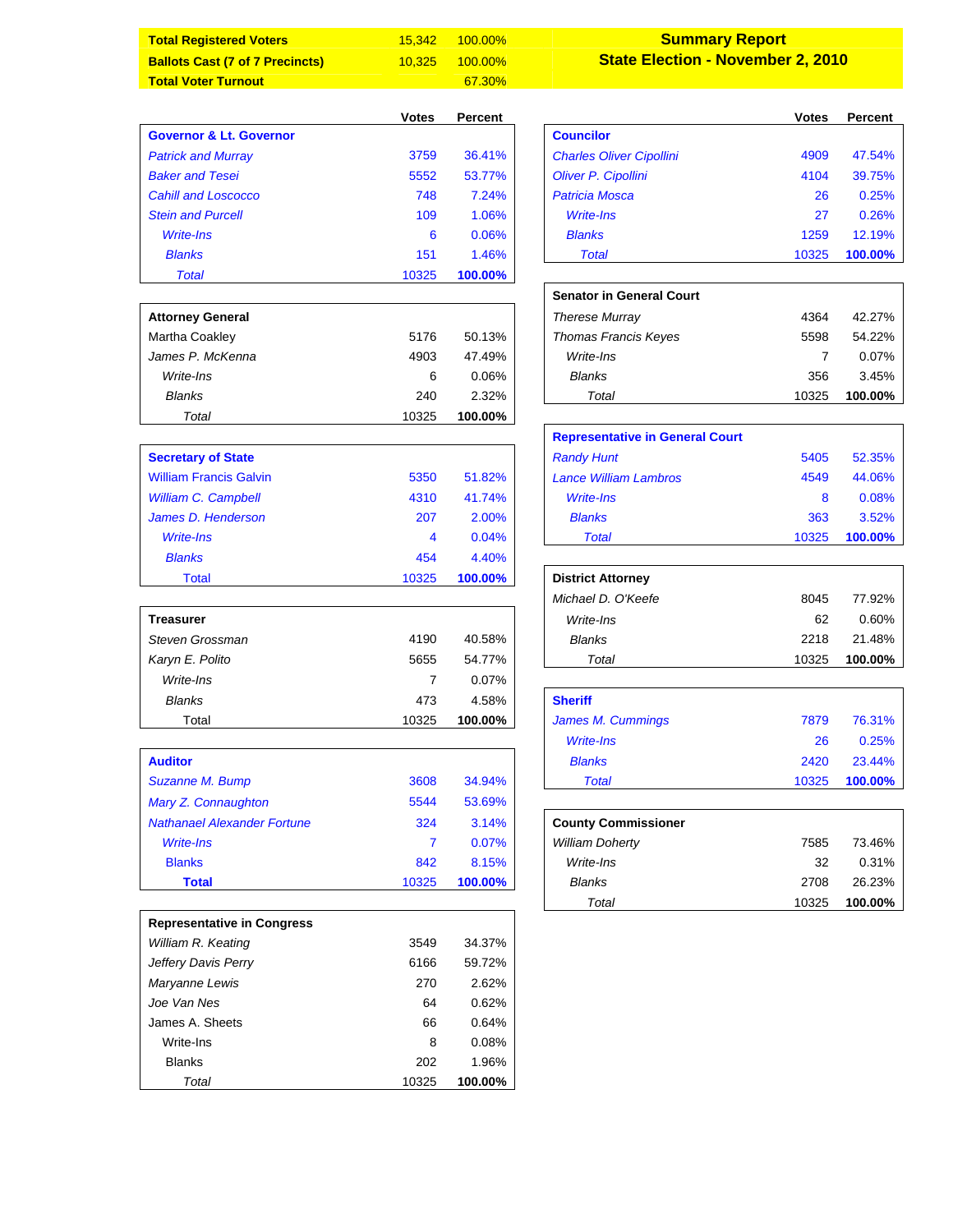## Summary Report

## State Election - November 2, 2010

| | | |
|---|---|---|
| **Total Registered Voters** | 15,342 | 100.00% |
| **Ballots Cast (7 of 7 Precincts)** | 10,325 | 100.00% |
| **Total Voter Turnout** | | 67.30% |

| **Governor & Lt. Governor** | Votes | Percent |
|---|---|---|
| *Patrick and Murray* | 3759 | 36.41% |
| *Baker and Tesei* | 5552 | 53.77% |
| *Cahill and Loscocco* | 748 | 7.24% |
| *Stein and Purcell* | 109 | 1.06% |
| *Write-Ins* | 6 | 0.06% |
| *Blanks* | 151 | 1.46% |
| *Total* | 10325 | **100.00%** |

| **Attorney General** | Votes | Percent |
|---|---|---|
| Martha Coakley | 5176 | 50.13% |
| *James P. McKenna* | 4903 | 47.49% |
| *Write-Ins* | 6 | 0.06% |
| *Blanks* | 240 | 2.32% |
| *Total* | 10325 | **100.00%** |

| **Secretary of State** | Votes | Percent |
|---|---|---|
| William Francis Galvin | 5350 | 51.82% |
| *William C. Campbell* | 4310 | 41.74% |
| *James D. Henderson* | 207 | 2.00% |
| *Write-Ins* | 4 | 0.04% |
| *Blanks* | 454 | 4.40% |
| Total | 10325 | **100.00%** |

| **Treasurer** | Votes | Percent |
|---|---|---|
| *Steven Grossman* | 4190 | 40.58% |
| *Karyn E. Polito* | 5655 | 54.77% |
| *Write-Ins* | 7 | 0.07% |
| *Blanks* | 473 | 4.58% |
| Total | 10325 | **100.00%** |

| **Auditor** | Votes | Percent |
|---|---|---|
| *Suzanne M. Bump* | 3608 | 34.94% |
| *Mary Z. Connaughton* | 5544 | 53.69% |
| *Nathanael Alexander Fortune* | 324 | 3.14% |
| *Write-Ins* | 7 | 0.07% |
| Blanks | 842 | 8.15% |
| **Total** | 10325 | **100.00%** |

| **Representative in Congress** | Votes | Percent |
|---|---|---|
| *William R. Keating* | 3549 | 34.37% |
| *Jeffery Davis Perry* | 6166 | 59.72% |
| *Maryanne Lewis* | 270 | 2.62% |
| *Joe Van Nes* | 64 | 0.62% |
| James A. Sheets | 66 | 0.64% |
| Write-Ins | 8 | 0.08% |
| Blanks | 202 | 1.96% |
| *Total* | 10325 | **100.00%** |

| **Councilor** | Votes | Percent |
|---|---|---|
| *Charles Oliver Cipollini* | 4909 | 47.54% |
| *Oliver P. Cipollini* | 4104 | 39.75% |
| *Patricia Mosca* | 26 | 0.25% |
| *Write-Ins* | 27 | 0.26% |
| *Blanks* | 1259 | 12.19% |
| *Total* | 10325 | **100.00%** |

| **Senator in General Court** | Votes | Percent |
|---|---|---|
| *Therese Murray* | 4364 | 42.27% |
| *Thomas Francis Keyes* | 5598 | 54.22% |
| *Write-Ins* | 7 | 0.07% |
| *Blanks* | 356 | 3.45% |
| *Total* | 10325 | **100.00%** |

| **Representative in General Court** | Votes | Percent |
|---|---|---|
| *Randy Hunt* | 5405 | 52.35% |
| *Lance William Lambros* | 4549 | 44.06% |
| *Write-Ins* | 8 | 0.08% |
| *Blanks* | 363 | 3.52% |
| *Total* | 10325 | **100.00%** |

| **District Attorney** | Votes | Percent |
|---|---|---|
| *Michael D. O'Keefe* | 8045 | 77.92% |
| *Write-Ins* | 62 | 0.60% |
| *Blanks* | 2218 | 21.48% |
| *Total* | 10325 | **100.00%** |

| **Sheriff** | Votes | Percent |
|---|---|---|
| *James M. Cummings* | 7879 | 76.31% |
| *Write-Ins* | 26 | 0.25% |
| *Blanks* | 2420 | 23.44% |
| *Total* | 10325 | **100.00%** |

| **County Commissioner** | Votes | Percent |
|---|---|---|
| *William Doherty* | 7585 | 73.46% |
| *Write-Ins* | 32 | 0.31% |
| *Blanks* | 2708 | 26.23% |
| *Total* | 10325 | **100.00%** |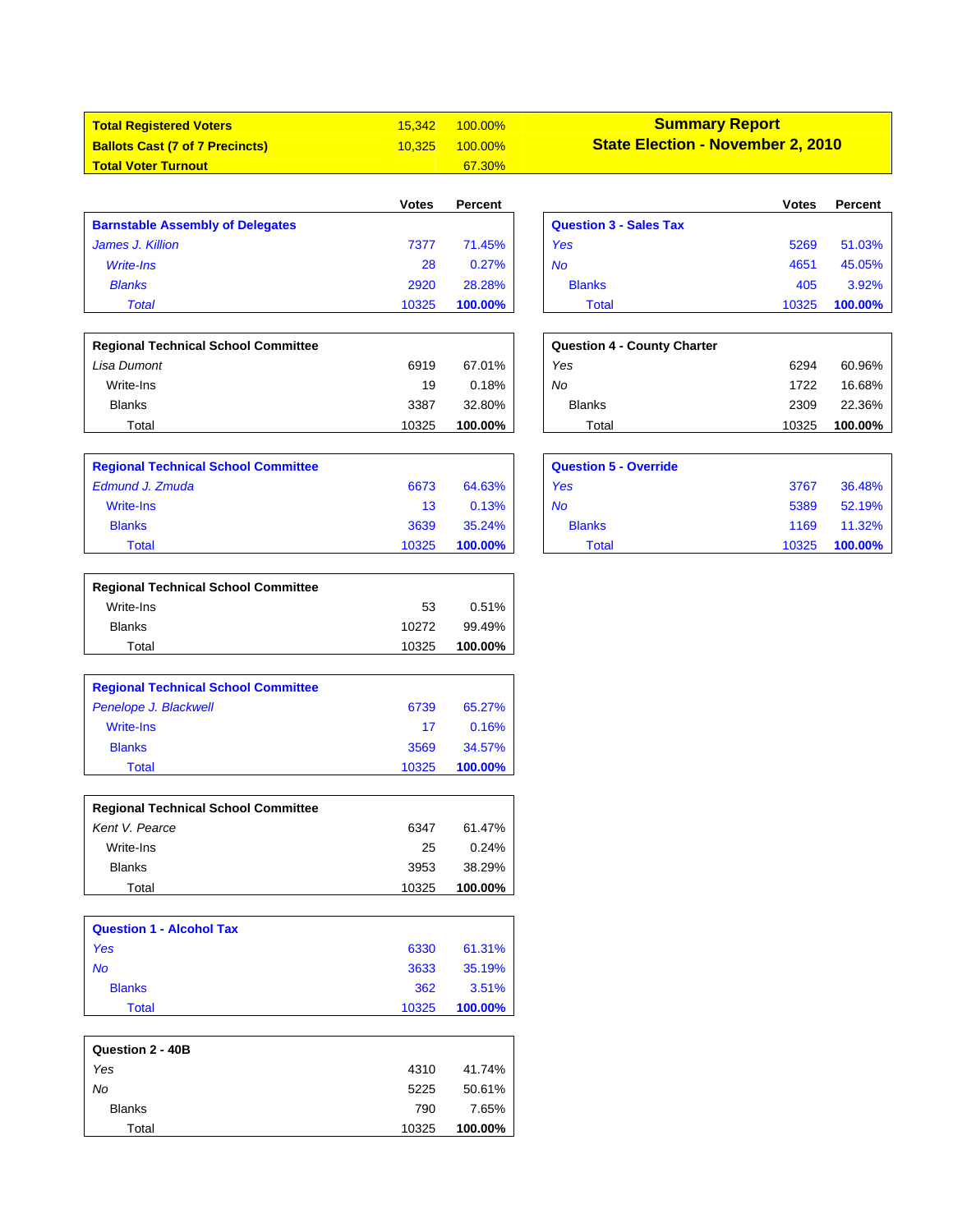| Total Registered Voters | 15,342 | 100.00% |
|---|---|---|
| Ballots Cast (7 of 7 Precincts) | 10,325 | 100.00% |
| Total Voter Turnout | | 67.30% |

## Summary Report
## State Election - November 2, 2010

| Barnstable Assembly of Delegates | Votes | Percent |
|---|---|---|
| *James J. Killion* | 7377 | 71.45% |
| *Write-Ins* | 28 | 0.27% |
| *Blanks* | 2920 | 28.28% |
| *Total* | 10325 | **100.00%** |

| Regional Technical School Committee | Votes | Percent |
|---|---|---|
| *Lisa Dumont* | 6919 | 67.01% |
| Write-Ins | 19 | 0.18% |
| Blanks | 3387 | 32.80% |
| Total | 10325 | **100.00%** |

| Regional Technical School Committee | Votes | Percent |
|---|---|---|
| *Edmund J. Zmuda* | 6673 | 64.63% |
| Write-Ins | 13 | 0.13% |
| Blanks | 3639 | 35.24% |
| Total | 10325 | **100.00%** |

| Regional Technical School Committee | Votes | Percent |
|---|---|---|
| Write-Ins | 53 | 0.51% |
| Blanks | 10272 | 99.49% |
| Total | 10325 | **100.00%** |

| Regional Technical School Committee | Votes | Percent |
|---|---|---|
| *Penelope J. Blackwell* | 6739 | 65.27% |
| Write-Ins | 17 | 0.16% |
| Blanks | 3569 | 34.57% |
| Total | 10325 | **100.00%** |

| Regional Technical School Committee | Votes | Percent |
|---|---|---|
| *Kent V. Pearce* | 6347 | 61.47% |
| Write-Ins | 25 | 0.24% |
| Blanks | 3953 | 38.29% |
| Total | 10325 | **100.00%** |

| Question 1 - Alcohol Tax | Votes | Percent |
|---|---|---|
| *Yes* | 6330 | 61.31% |
| *No* | 3633 | 35.19% |
| Blanks | 362 | 3.51% |
| Total | 10325 | **100.00%** |

| Question 2 - 40B | Votes | Percent |
|---|---|---|
| *Yes* | 4310 | 41.74% |
| *No* | 5225 | 50.61% |
| Blanks | 790 | 7.65% |
| Total | 10325 | **100.00%** |

| Question 3 - Sales Tax | Votes | Percent |
|---|---|---|
| *Yes* | 5269 | 51.03% |
| *No* | 4651 | 45.05% |
| Blanks | 405 | 3.92% |
| Total | 10325 | **100.00%** |

| Question 4 - County Charter | Votes | Percent |
|---|---|---|
| *Yes* | 6294 | 60.96% |
| *No* | 1722 | 16.68% |
| Blanks | 2309 | 22.36% |
| Total | 10325 | **100.00%** |

| Question 5 - Override | Votes | Percent |
|---|---|---|
| *Yes* | 3767 | 36.48% |
| *No* | 5389 | 52.19% |
| Blanks | 1169 | 11.32% |
| Total | 10325 | **100.00%** |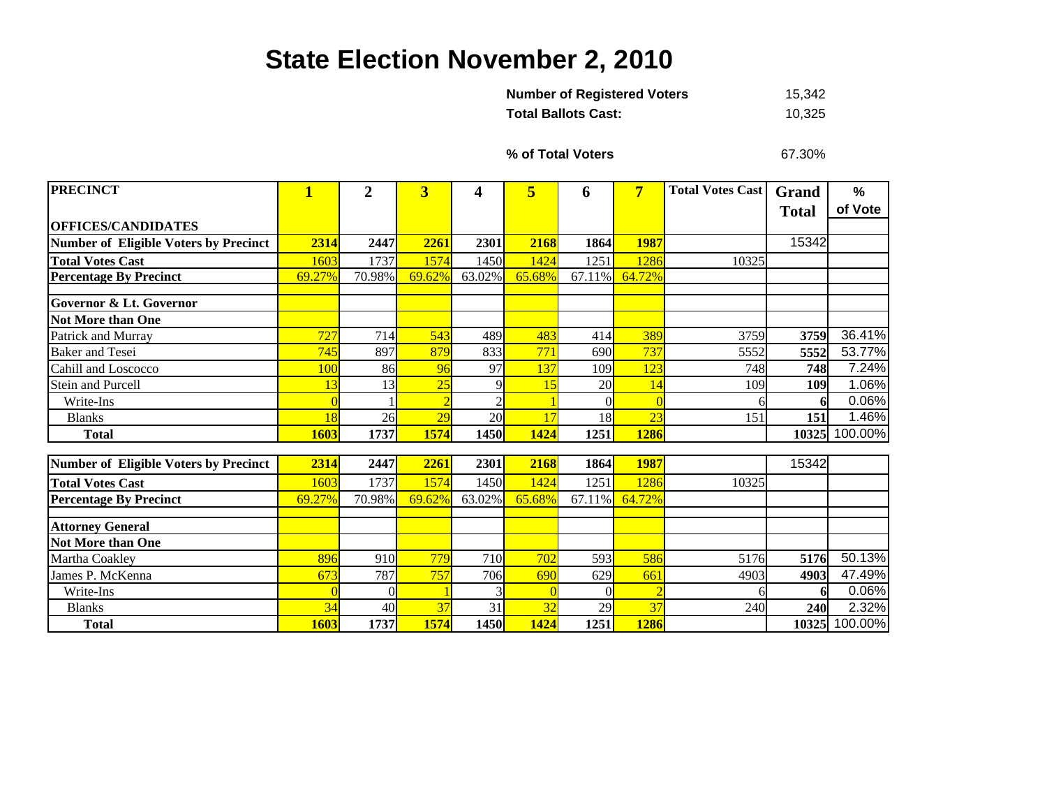# State Election November 2, 2010

| | |
|---|---|
| **Number of Registered Voters** | 15,342 |
| **Total Ballots Cast:** | 10,325 |
| **% of Total Voters** | 67.30% |

| PRECINCT<br>OFFICES/CANDIDATES | 1 | 2 | 3 | 4 | 5 | 6 | 7 | Total Votes Cast | Grand Total | % of Vote |
|---|---|---|---|---|---|---|---|---|---|---|
| **Number of Eligible Voters by Precinct** | **2314** | **2447** | **2261** | **2301** | **2168** | **1864** | **1987** | | 15342 | |
| **Total Votes Cast** | 1603 | 1737 | 1574 | 1450 | 1424 | 1251 | 1286 | 10325 | | |
| **Percentage By Precinct** | 69.27% | 70.98% | 69.62% | 63.02% | 65.68% | 67.11% | 64.72% | | | |
| | | | | | | | | | | |
| **Governor & Lt. Governor** | | | | | | | | | | |
| **Not More than One** | | | | | | | | | | |
| Patrick and Murray | 727 | 714 | 543 | 489 | 483 | 414 | 389 | 3759 | **3759** | 36.41% |
| Baker and Tesei | 745 | 897 | 879 | 833 | 771 | 690 | 737 | 5552 | **5552** | 53.77% |
| Cahill and Loscocco | 100 | 86 | 96 | 97 | 137 | 109 | 123 | 748 | **748** | 7.24% |
| Stein and Purcell | 13 | 13 | 25 | 9 | 15 | 20 | 14 | 109 | **109** | 1.06% |
| Write-Ins | 0 | 1 | 2 | 2 | 1 | 0 | 0 | 6 | **6** | 0.06% |
| Blanks | 18 | 26 | 29 | 20 | 17 | 18 | 23 | 151 | **151** | 1.46% |
| **Total** | **1603** | **1737** | **1574** | **1450** | **1424** | **1251** | **1286** | | **10325** | 100.00% |

| | 1 | 2 | 3 | 4 | 5 | 6 | 7 | Total Votes Cast | Grand Total | % of Vote |
|---|---|---|---|---|---|---|---|---|---|---|
| **Number of Eligible Voters by Precinct** | **2314** | **2447** | **2261** | **2301** | **2168** | **1864** | **1987** | | 15342 | |
| **Total Votes Cast** | 1603 | 1737 | 1574 | 1450 | 1424 | 1251 | 1286 | 10325 | | |
| **Percentage By Precinct** | 69.27% | 70.98% | 69.62% | 63.02% | 65.68% | 67.11% | 64.72% | | | |
| | | | | | | | | | | |
| **Attorney General** | | | | | | | | | | |
| **Not More than One** | | | | | | | | | | |
| Martha Coakley | 896 | 910 | 779 | 710 | 702 | 593 | 586 | 5176 | **5176** | 50.13% |
| James P. McKenna | 673 | 787 | 757 | 706 | 690 | 629 | 661 | 4903 | **4903** | 47.49% |
| Write-Ins | 0 | 0 | 1 | 3 | 0 | 0 | 2 | 6 | **6** | 0.06% |
| Blanks | 34 | 40 | 37 | 31 | 32 | 29 | 37 | 240 | **240** | 2.32% |
| **Total** | **1603** | **1737** | **1574** | **1450** | **1424** | **1251** | **1286** | | **10325** | 100.00% |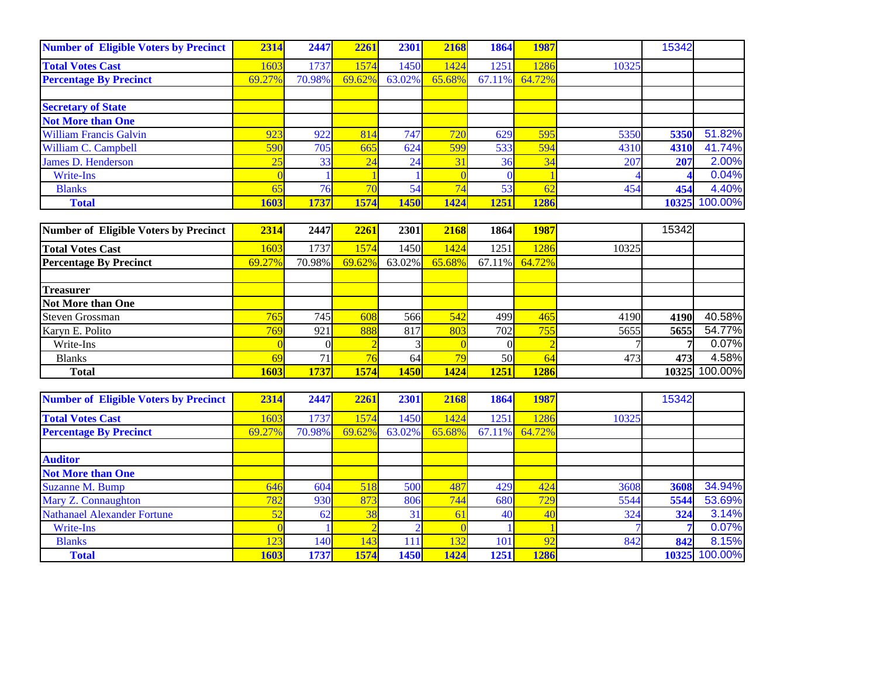| Number of Eligible Voters by Precinct | 2314 | 2447 | 2261 | 2301 | 2168 | 1864 | 1987 | | 15342 | |
|---|---|---|---|---|---|---|---|---|---|---|
| **Total Votes Cast** | 1603 | 1737 | 1574 | 1450 | 1424 | 1251 | 1286 | 10325 | | |
| **Percentage By Precinct** | 69.27% | 70.98% | 69.62% | 63.02% | 65.68% | 67.11% | 64.72% | | | |
| | | | | | | | | | | |
| **Secretary of State** | | | | | | | | | | |
| **Not More than One** | | | | | | | | | | |
| William Francis Galvin | 923 | 922 | 814 | 747 | 720 | 629 | 595 | 5350 | **5350** | 51.82% |
| William C. Campbell | 590 | 705 | 665 | 624 | 599 | 533 | 594 | 4310 | **4310** | 41.74% |
| James D. Henderson | 25 | 33 | 24 | 24 | 31 | 36 | 34 | 207 | **207** | 2.00% |
| Write-Ins | 0 | 1 | 1 | 1 | 0 | 0 | 1 | 4 | **4** | 0.04% |
| Blanks | 65 | 76 | 70 | 54 | 74 | 53 | 62 | 454 | **454** | 4.40% |
| **Total** | **1603** | **1737** | **1574** | **1450** | **1424** | **1251** | **1286** | | **10325** | 100.00% |

| Number of Eligible Voters by Precinct | 2314 | 2447 | 2261 | 2301 | 2168 | 1864 | 1987 | | 15342 | |
|---|---|---|---|---|---|---|---|---|---|---|
| **Total Votes Cast** | 1603 | 1737 | 1574 | 1450 | 1424 | 1251 | 1286 | 10325 | | |
| **Percentage By Precinct** | 69.27% | 70.98% | 69.62% | 63.02% | 65.68% | 67.11% | 64.72% | | | |
| | | | | | | | | | | |
| **Treasurer** | | | | | | | | | | |
| **Not More than One** | | | | | | | | | | |
| Steven Grossman | 765 | 745 | 608 | 566 | 542 | 499 | 465 | 4190 | **4190** | 40.58% |
| Karyn E. Polito | 769 | 921 | 888 | 817 | 803 | 702 | 755 | 5655 | **5655** | 54.77% |
| Write-Ins | 0 | 0 | 2 | 3 | 0 | 0 | 2 | 7 | **7** | 0.07% |
| Blanks | 69 | 71 | 76 | 64 | 79 | 50 | 64 | 473 | **473** | 4.58% |
| **Total** | **1603** | **1737** | **1574** | **1450** | **1424** | **1251** | **1286** | | **10325** | 100.00% |

| Number of Eligible Voters by Precinct | 2314 | 2447 | 2261 | 2301 | 2168 | 1864 | 1987 | | 15342 | |
|---|---|---|---|---|---|---|---|---|---|---|
| **Total Votes Cast** | 1603 | 1737 | 1574 | 1450 | 1424 | 1251 | 1286 | 10325 | | |
| **Percentage By Precinct** | 69.27% | 70.98% | 69.62% | 63.02% | 65.68% | 67.11% | 64.72% | | | |
| | | | | | | | | | | |
| **Auditor** | | | | | | | | | | |
| **Not More than One** | | | | | | | | | | |
| Suzanne M. Bump | 646 | 604 | 518 | 500 | 487 | 429 | 424 | 3608 | **3608** | 34.94% |
| Mary Z. Connaughton | 782 | 930 | 873 | 806 | 744 | 680 | 729 | 5544 | **5544** | 53.69% |
| Nathanael Alexander Fortune | 52 | 62 | 38 | 31 | 61 | 40 | 40 | 324 | **324** | 3.14% |
| Write-Ins | 0 | 1 | 2 | 2 | 0 | 1 | 1 | 7 | **7** | 0.07% |
| Blanks | 123 | 140 | 143 | 111 | 132 | 101 | 92 | 842 | **842** | 8.15% |
| **Total** | **1603** | **1737** | **1574** | **1450** | **1424** | **1251** | **1286** | | **10325** | 100.00% |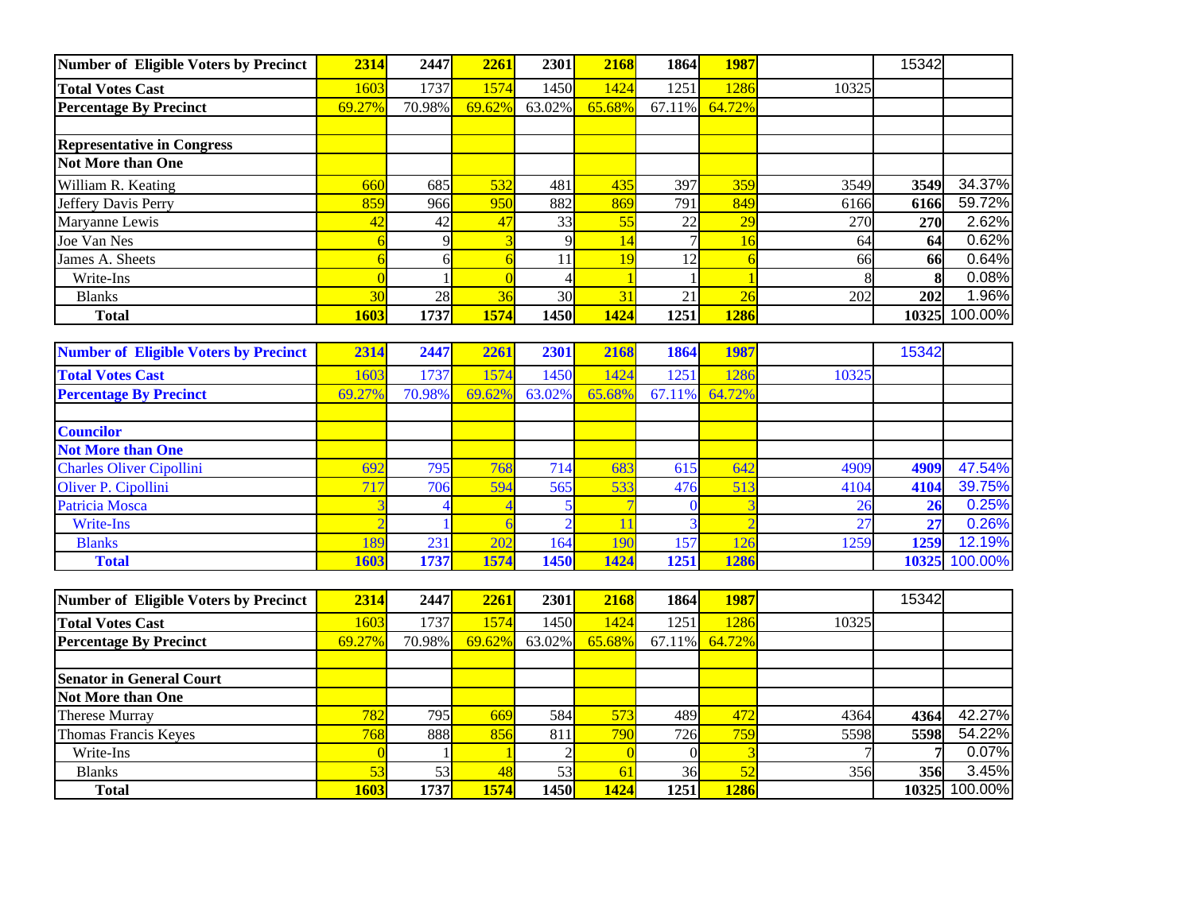| Number of Eligible Voters by Precinct | 2314 | 2447 | 2261 | 2301 | 2168 | 1864 | 1987 | | 15342 | |
|---|---|---|---|---|---|---|---|---|---|---|
| **Total Votes Cast** | 1603 | 1737 | 1574 | 1450 | 1424 | 1251 | 1286 | 10325 | | |
| **Percentage By Precinct** | 69.27% | 70.98% | 69.62% | 63.02% | 65.68% | 67.11% | 64.72% | | | |
| | | | | | | | | | | |
| **Representative in Congress** | | | | | | | | | | |
| **Not More than One** | | | | | | | | | | |
| William R. Keating | 660 | 685 | 532 | 481 | 435 | 397 | 359 | 3549 | **3549** | 34.37% |
| Jeffery Davis Perry | 859 | 966 | 950 | 882 | 869 | 791 | 849 | 6166 | **6166** | 59.72% |
| Maryanne Lewis | 42 | 42 | 47 | 33 | 55 | 22 | 29 | 270 | **270** | 2.62% |
| Joe Van Nes | 6 | 9 | 3 | 9 | 14 | 7 | 16 | 64 | **64** | 0.62% |
| James A. Sheets | 6 | 6 | 6 | 11 | 19 | 12 | 6 | 66 | **66** | 0.64% |
| Write-Ins | 0 | 1 | 0 | 4 | 1 | 1 | 1 | 8 | **8** | 0.08% |
| Blanks | 30 | 28 | 36 | 30 | 31 | 21 | 26 | 202 | **202** | 1.96% |
| **Total** | **1603** | **1737** | **1574** | **1450** | **1424** | **1251** | **1286** | | **10325** | 100.00% |

| Number of Eligible Voters by Precinct | 2314 | 2447 | 2261 | 2301 | 2168 | 1864 | 1987 | | 15342 | |
|---|---|---|---|---|---|---|---|---|---|---|
| **Total Votes Cast** | 1603 | 1737 | 1574 | 1450 | 1424 | 1251 | 1286 | 10325 | | |
| **Percentage By Precinct** | 69.27% | 70.98% | 69.62% | 63.02% | 65.68% | 67.11% | 64.72% | | | |
| | | | | | | | | | | |
| **Councilor** | | | | | | | | | | |
| **Not More than One** | | | | | | | | | | |
| Charles Oliver Cipollini | 692 | 795 | 768 | 714 | 683 | 615 | 642 | 4909 | **4909** | 47.54% |
| Oliver P. Cipollini | 717 | 706 | 594 | 565 | 533 | 476 | 513 | 4104 | **4104** | 39.75% |
| Patricia Mosca | 3 | 4 | 4 | 5 | 7 | 0 | 3 | 26 | **26** | 0.25% |
| Write-Ins | 2 | 1 | 6 | 2 | 11 | 3 | 2 | 27 | **27** | 0.26% |
| Blanks | 189 | 231 | 202 | 164 | 190 | 157 | 126 | 1259 | **1259** | 12.19% |
| **Total** | **1603** | **1737** | **1574** | **1450** | **1424** | **1251** | **1286** | | **10325** | 100.00% |

| Number of Eligible Voters by Precinct | 2314 | 2447 | 2261 | 2301 | 2168 | 1864 | 1987 | | 15342 | |
|---|---|---|---|---|---|---|---|---|---|---|
| **Total Votes Cast** | 1603 | 1737 | 1574 | 1450 | 1424 | 1251 | 1286 | 10325 | | |
| **Percentage By Precinct** | 69.27% | 70.98% | 69.62% | 63.02% | 65.68% | 67.11% | 64.72% | | | |
| | | | | | | | | | | |
| **Senator in General Court** | | | | | | | | | | |
| **Not More than One** | | | | | | | | | | |
| Therese Murray | 782 | 795 | 669 | 584 | 573 | 489 | 472 | 4364 | **4364** | 42.27% |
| Thomas Francis Keyes | 768 | 888 | 856 | 811 | 790 | 726 | 759 | 5598 | **5598** | 54.22% |
| Write-Ins | 0 | 1 | 1 | 2 | 0 | 0 | 3 | 7 | **7** | 0.07% |
| Blanks | 53 | 53 | 48 | 53 | 61 | 36 | 52 | 356 | **356** | 3.45% |
| **Total** | **1603** | **1737** | **1574** | **1450** | **1424** | **1251** | **1286** | | **10325** | 100.00% |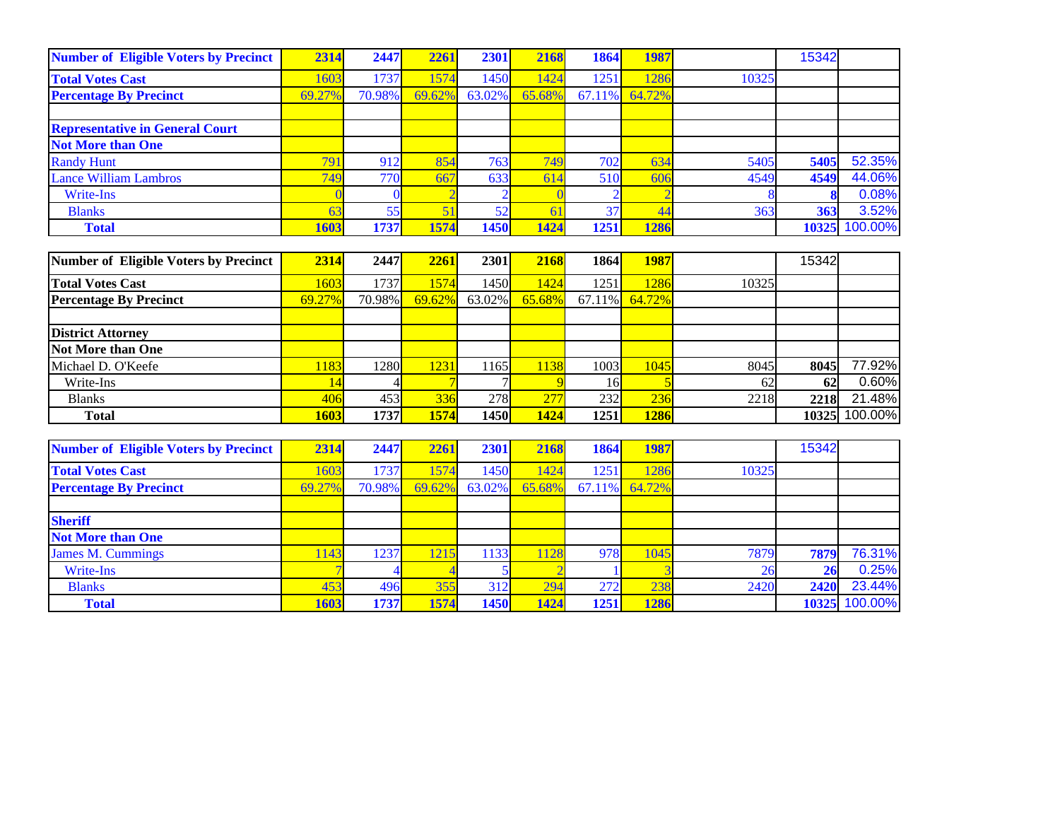| Number of Eligible Voters by Precinct | 2314 | 2447 | 2261 | 2301 | 2168 | 1864 | 1987 | | 15342 | |
|---|---|---|---|---|---|---|---|---|---|---|
| Total Votes Cast | 1603 | 1737 | 1574 | 1450 | 1424 | 1251 | 1286 | 10325 | | |
| Percentage By Precinct | 69.27% | 70.98% | 69.62% | 63.02% | 65.68% | 67.11% | 64.72% | | | |
| | | | | | | | | | | |
| Representative in General Court | | | | | | | | | | |
| Not More than One | | | | | | | | | | |
| Randy Hunt | 791 | 912 | 854 | 763 | 749 | 702 | 634 | 5405 | 5405 | 52.35% |
| Lance William Lambros | 749 | 770 | 667 | 633 | 614 | 510 | 606 | 4549 | 4549 | 44.06% |
| Write-Ins | 0 | 0 | 2 | 2 | 0 | 2 | 2 | 8 | 8 | 0.08% |
| Blanks | 63 | 55 | 51 | 52 | 61 | 37 | 44 | 363 | 363 | 3.52% |
| Total | 1603 | 1737 | 1574 | 1450 | 1424 | 1251 | 1286 | | 10325 | 100.00% |

| Number of Eligible Voters by Precinct | 2314 | 2447 | 2261 | 2301 | 2168 | 1864 | 1987 | | 15342 | |
|---|---|---|---|---|---|---|---|---|---|---|
| Total Votes Cast | 1603 | 1737 | 1574 | 1450 | 1424 | 1251 | 1286 | 10325 | | |
| Percentage By Precinct | 69.27% | 70.98% | 69.62% | 63.02% | 65.68% | 67.11% | 64.72% | | | |
| | | | | | | | | | | |
| District Attorney | | | | | | | | | | |
| Not More than One | | | | | | | | | | |
| Michael D. O'Keefe | 1183 | 1280 | 1231 | 1165 | 1138 | 1003 | 1045 | 8045 | 8045 | 77.92% |
| Write-Ins | 14 | 4 | 7 | 7 | 9 | 16 | 5 | 62 | 62 | 0.60% |
| Blanks | 406 | 453 | 336 | 278 | 277 | 232 | 236 | 2218 | 2218 | 21.48% |
| Total | 1603 | 1737 | 1574 | 1450 | 1424 | 1251 | 1286 | | 10325 | 100.00% |

| Number of Eligible Voters by Precinct | 2314 | 2447 | 2261 | 2301 | 2168 | 1864 | 1987 | | 15342 | |
|---|---|---|---|---|---|---|---|---|---|---|
| Total Votes Cast | 1603 | 1737 | 1574 | 1450 | 1424 | 1251 | 1286 | 10325 | | |
| Percentage By Precinct | 69.27% | 70.98% | 69.62% | 63.02% | 65.68% | 67.11% | 64.72% | | | |
| | | | | | | | | | | |
| Sheriff | | | | | | | | | | |
| Not More than One | | | | | | | | | | |
| James M. Cummings | 1143 | 1237 | 1215 | 1133 | 1128 | 978 | 1045 | 7879 | 7879 | 76.31% |
| Write-Ins | 7 | 4 | 4 | 5 | 2 | 1 | 3 | 26 | 26 | 0.25% |
| Blanks | 453 | 496 | 355 | 312 | 294 | 272 | 238 | 2420 | 2420 | 23.44% |
| Total | 1603 | 1737 | 1574 | 1450 | 1424 | 1251 | 1286 | | 10325 | 100.00% |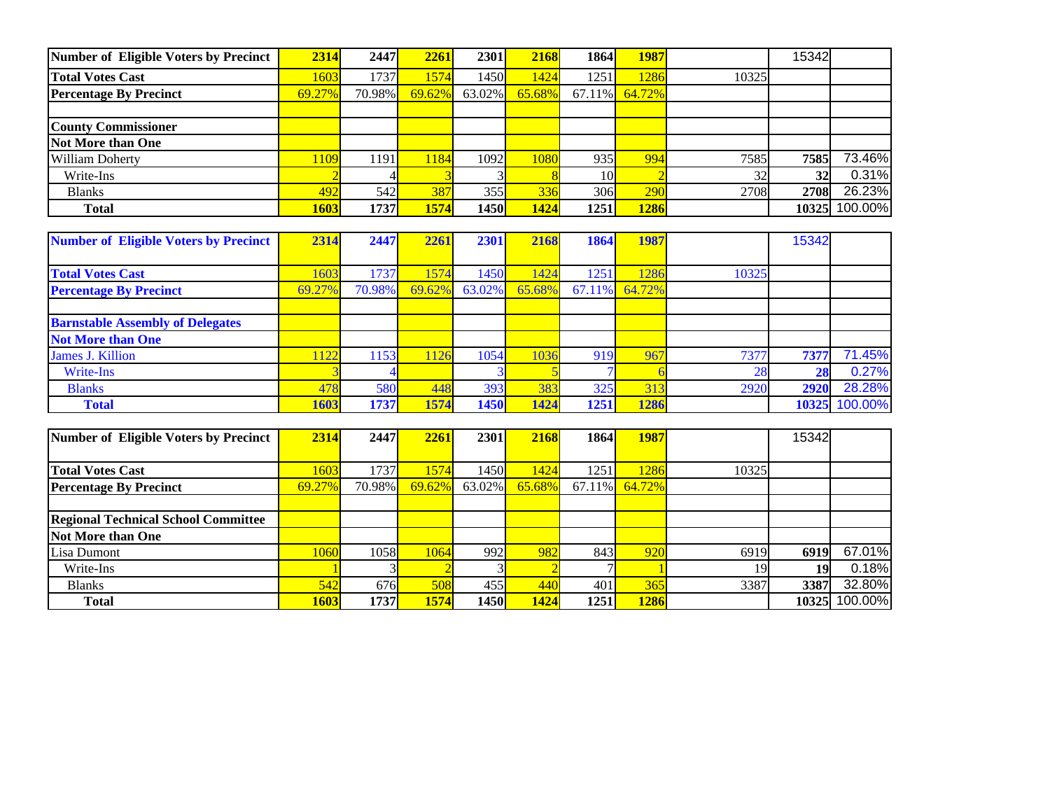| Number of Eligible Voters by Precinct | 2314 | 2447 | 2261 | 2301 | 2168 | 1864 | 1987 | | 15342 | |
|---|---|---|---|---|---|---|---|---|---|---|
| **Total Votes Cast** | 1603 | 1737 | 1574 | 1450 | 1424 | 1251 | 1286 | 10325 | | |
| **Percentage By Precinct** | 69.27% | 70.98% | 69.62% | 63.02% | 65.68% | 67.11% | 64.72% | | | |
| | | | | | | | | | | |
| **County Commissioner** | | | | | | | | | | |
| **Not More than One** | | | | | | | | | | |
| William Doherty | 1109 | 1191 | 1184 | 1092 | 1080 | 935 | 994 | 7585 | **7585** | 73.46% |
| Write-Ins | 2 | 4 | 3 | 3 | 8 | 10 | 2 | 32 | **32** | 0.31% |
| Blanks | 492 | 542 | 387 | 355 | 336 | 306 | 290 | 2708 | **2708** | 26.23% |
| **Total** | **1603** | **1737** | **1574** | **1450** | **1424** | **1251** | **1286** | | **10325** | 100.00% |

| Number of Eligible Voters by Precinct | 2314 | 2447 | 2261 | 2301 | 2168 | 1864 | 1987 | | 15342 | |
|---|---|---|---|---|---|---|---|---|---|---|
| **Total Votes Cast** | 1603 | 1737 | 1574 | 1450 | 1424 | 1251 | 1286 | 10325 | | |
| **Percentage By Precinct** | 69.27% | 70.98% | 69.62% | 63.02% | 65.68% | 67.11% | 64.72% | | | |
| | | | | | | | | | | |
| **Barnstable Assembly of Delegates** | | | | | | | | | | |
| **Not More than One** | | | | | | | | | | |
| James J. Killion | 1122 | 1153 | 1126 | 1054 | 1036 | 919 | 967 | 7377 | **7377** | 71.45% |
| Write-Ins | 3 | 4 | | 3 | 5 | 7 | 6 | 28 | **28** | 0.27% |
| Blanks | 478 | 580 | 448 | 393 | 383 | 325 | 313 | 2920 | **2920** | 28.28% |
| **Total** | **1603** | **1737** | **1574** | **1450** | **1424** | **1251** | **1286** | | **10325** | 100.00% |

| Number of Eligible Voters by Precinct | 2314 | 2447 | 2261 | 2301 | 2168 | 1864 | 1987 | | 15342 | |
|---|---|---|---|---|---|---|---|---|---|---|
| **Total Votes Cast** | 1603 | 1737 | 1574 | 1450 | 1424 | 1251 | 1286 | 10325 | | |
| **Percentage By Precinct** | 69.27% | 70.98% | 69.62% | 63.02% | 65.68% | 67.11% | 64.72% | | | |
| | | | | | | | | | | |
| **Regional Technical School Committee** | | | | | | | | | | |
| **Not More than One** | | | | | | | | | | |
| Lisa Dumont | 1060 | 1058 | 1064 | 992 | 982 | 843 | 920 | 6919 | **6919** | 67.01% |
| Write-Ins | 1 | 3 | 2 | 3 | 2 | 7 | 1 | 19 | **19** | 0.18% |
| Blanks | 542 | 676 | 508 | 455 | 440 | 401 | 365 | 3387 | **3387** | 32.80% |
| **Total** | **1603** | **1737** | **1574** | **1450** | **1424** | **1251** | **1286** | | **10325** | 100.00% |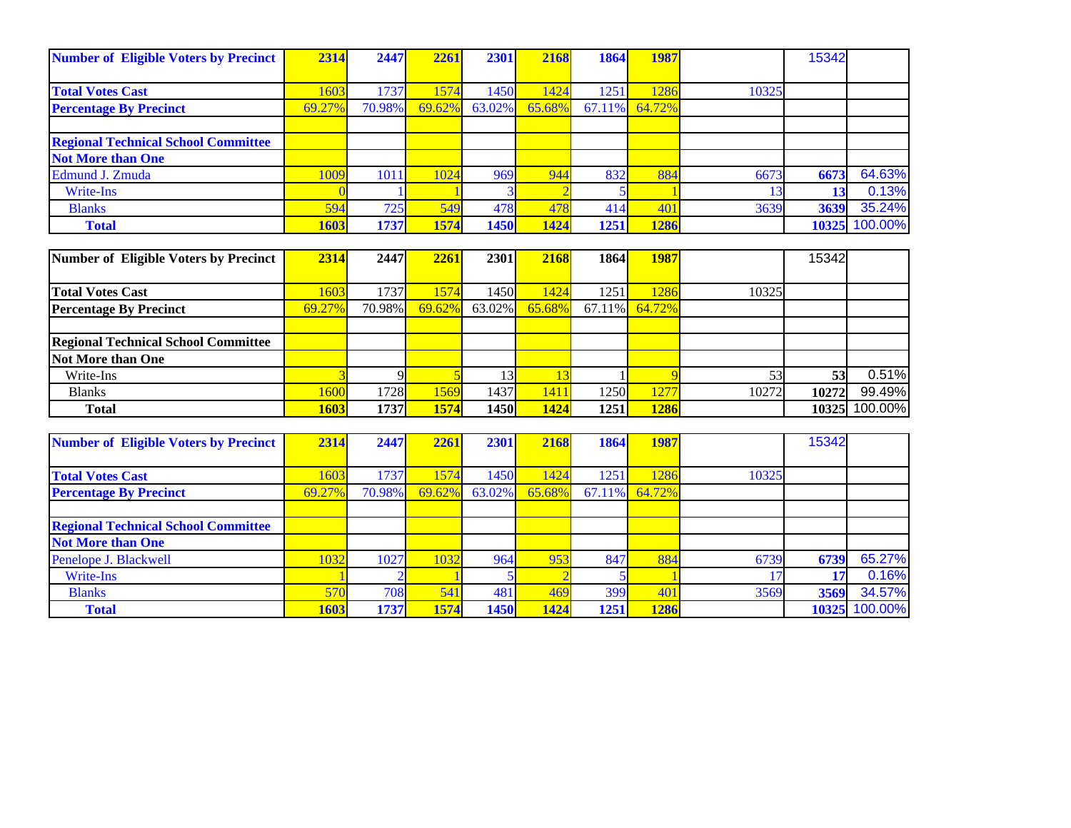| Number of Eligible Voters by Precinct | 2314 | 2447 | 2261 | 2301 | 2168 | 1864 | 1987 | | 15342 | |
|---|---|---|---|---|---|---|---|---|---|---|
| Total Votes Cast | 1603 | 1737 | 1574 | 1450 | 1424 | 1251 | 1286 | 10325 | | |
| Percentage By Precinct | 69.27% | 70.98% | 69.62% | 63.02% | 65.68% | 67.11% | 64.72% | | | |
| | | | | | | | | | | |
| Regional Technical School Committee | | | | | | | | | | |
| Not More than One | | | | | | | | | | |
| Edmund J. Zmuda | 1009 | 1011 | 1024 | 969 | 944 | 832 | 884 | 6673 | 6673 | 64.63% |
| Write-Ins | 0 | 1 | 1 | 3 | 2 | 5 | 1 | 13 | 13 | 0.13% |
| Blanks | 594 | 725 | 549 | 478 | 478 | 414 | 401 | 3639 | 3639 | 35.24% |
| Total | 1603 | 1737 | 1574 | 1450 | 1424 | 1251 | 1286 | | 10325 | 100.00% |

| Number of Eligible Voters by Precinct | 2314 | 2447 | 2261 | 2301 | 2168 | 1864 | 1987 | | 15342 | |
|---|---|---|---|---|---|---|---|---|---|---|
| Total Votes Cast | 1603 | 1737 | 1574 | 1450 | 1424 | 1251 | 1286 | 10325 | | |
| Percentage By Precinct | 69.27% | 70.98% | 69.62% | 63.02% | 65.68% | 67.11% | 64.72% | | | |
| | | | | | | | | | | |
| Regional Technical School Committee | | | | | | | | | | |
| Not More than One | | | | | | | | | | |
| Write-Ins | 3 | 9 | 5 | 13 | 13 | 1 | 9 | 53 | 53 | 0.51% |
| Blanks | 1600 | 1728 | 1569 | 1437 | 1411 | 1250 | 1277 | 10272 | 10272 | 99.49% |
| Total | 1603 | 1737 | 1574 | 1450 | 1424 | 1251 | 1286 | | 10325 | 100.00% |

| Number of Eligible Voters by Precinct | 2314 | 2447 | 2261 | 2301 | 2168 | 1864 | 1987 | | 15342 | |
|---|---|---|---|---|---|---|---|---|---|---|
| Total Votes Cast | 1603 | 1737 | 1574 | 1450 | 1424 | 1251 | 1286 | 10325 | | |
| Percentage By Precinct | 69.27% | 70.98% | 69.62% | 63.02% | 65.68% | 67.11% | 64.72% | | | |
| | | | | | | | | | | |
| Regional Technical School Committee | | | | | | | | | | |
| Not More than One | | | | | | | | | | |
| Penelope J. Blackwell | 1032 | 1027 | 1032 | 964 | 953 | 847 | 884 | 6739 | 6739 | 65.27% |
| Write-Ins | 1 | 2 | 1 | 5 | 2 | 5 | 1 | 17 | 17 | 0.16% |
| Blanks | 570 | 708 | 541 | 481 | 469 | 399 | 401 | 3569 | 3569 | 34.57% |
| Total | 1603 | 1737 | 1574 | 1450 | 1424 | 1251 | 1286 | | 10325 | 100.00% |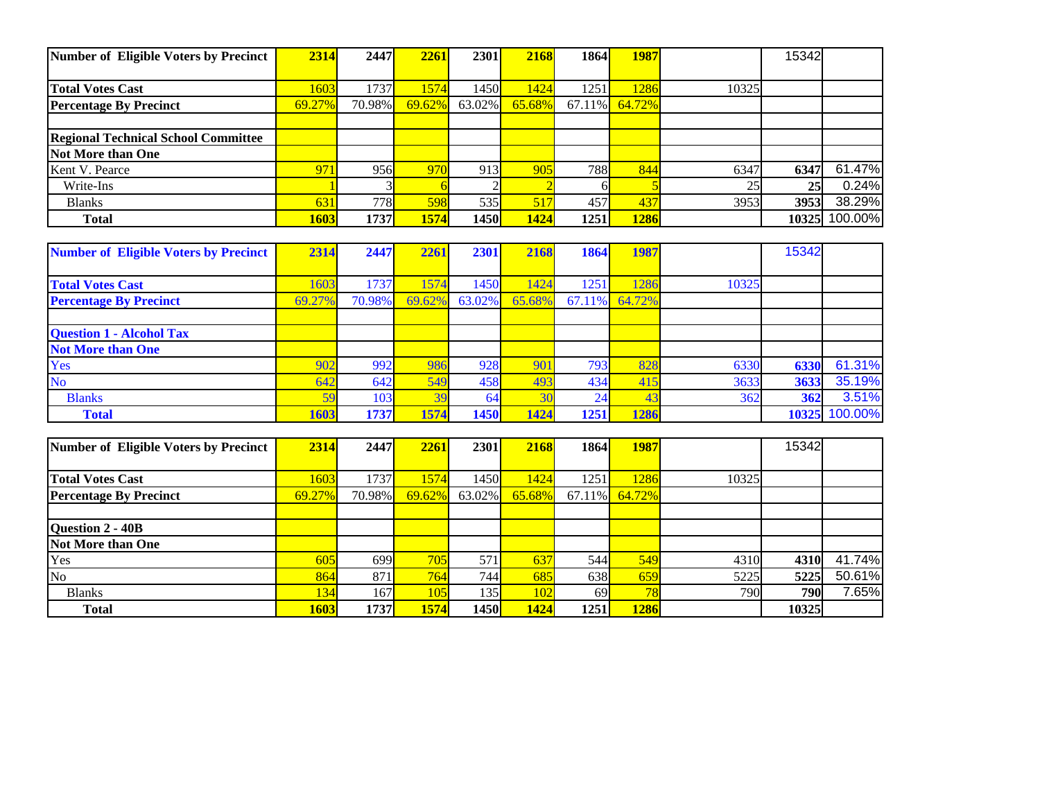| Number of Eligible Voters by Precinct | 2314 | 2447 | 2261 | 2301 | 2168 | 1864 | 1987 | | 15342 | |
|---|---|---|---|---|---|---|---|---|---|---|
| Total Votes Cast | 1603 | 1737 | 1574 | 1450 | 1424 | 1251 | 1286 | 10325 | | |
| Percentage By Precinct | 69.27% | 70.98% | 69.62% | 63.02% | 65.68% | 67.11% | 64.72% | | | |
| | | | | | | | | | | |
| Regional Technical School Committee | | | | | | | | | | |
| Not More than One | | | | | | | | | | |
| Kent V. Pearce | 971 | 956 | 970 | 913 | 905 | 788 | 844 | 6347 | 6347 | 61.47% |
| Write-Ins | 1 | 3 | 6 | 2 | 2 | 6 | 5 | 25 | 25 | 0.24% |
| Blanks | 631 | 778 | 598 | 535 | 517 | 457 | 437 | 3953 | 3953 | 38.29% |
| Total | 1603 | 1737 | 1574 | 1450 | 1424 | 1251 | 1286 | | 10325 | 100.00% |

| Number of Eligible Voters by Precinct | 2314 | 2447 | 2261 | 2301 | 2168 | 1864 | 1987 | | 15342 | |
|---|---|---|---|---|---|---|---|---|---|---|
| Total Votes Cast | 1603 | 1737 | 1574 | 1450 | 1424 | 1251 | 1286 | 10325 | | |
| Percentage By Precinct | 69.27% | 70.98% | 69.62% | 63.02% | 65.68% | 67.11% | 64.72% | | | |
| | | | | | | | | | | |
| Question 1 - Alcohol Tax | | | | | | | | | | |
| Not More than One | | | | | | | | | | |
| Yes | 902 | 992 | 986 | 928 | 901 | 793 | 828 | 6330 | 6330 | 61.31% |
| No | 642 | 642 | 549 | 458 | 493 | 434 | 415 | 3633 | 3633 | 35.19% |
| Blanks | 59 | 103 | 39 | 64 | 30 | 24 | 43 | 362 | 362 | 3.51% |
| Total | 1603 | 1737 | 1574 | 1450 | 1424 | 1251 | 1286 | | 10325 | 100.00% |

| Number of Eligible Voters by Precinct | 2314 | 2447 | 2261 | 2301 | 2168 | 1864 | 1987 | | 15342 | |
|---|---|---|---|---|---|---|---|---|---|---|
| Total Votes Cast | 1603 | 1737 | 1574 | 1450 | 1424 | 1251 | 1286 | 10325 | | |
| Percentage By Precinct | 69.27% | 70.98% | 69.62% | 63.02% | 65.68% | 67.11% | 64.72% | | | |
| | | | | | | | | | | |
| Question 2 - 40B | | | | | | | | | | |
| Not More than One | | | | | | | | | | |
| Yes | 605 | 699 | 705 | 571 | 637 | 544 | 549 | 4310 | 4310 | 41.74% |
| No | 864 | 871 | 764 | 744 | 685 | 638 | 659 | 5225 | 5225 | 50.61% |
| Blanks | 134 | 167 | 105 | 135 | 102 | 69 | 78 | 790 | 790 | 7.65% |
| Total | 1603 | 1737 | 1574 | 1450 | 1424 | 1251 | 1286 | | 10325 | |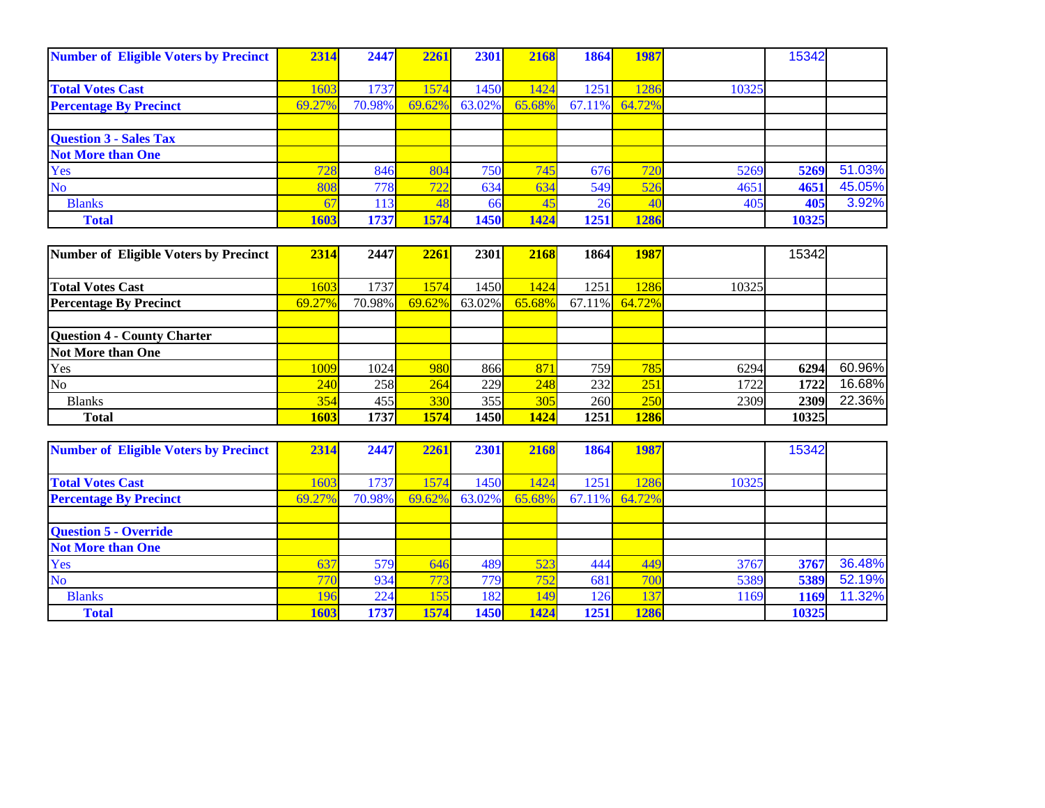| Number of Eligible Voters by Precinct | 2314 | 2447 | 2261 | 2301 | 2168 | 1864 | 1987 | | 15342 | |
|---|---|---|---|---|---|---|---|---|---|---|
| Total Votes Cast | 1603 | 1737 | 1574 | 1450 | 1424 | 1251 | 1286 | 10325 | | |
| Percentage By Precinct | 69.27% | 70.98% | 69.62% | 63.02% | 65.68% | 67.11% | 64.72% | | | |
| | | | | | | | | | | |
| Question 3 - Sales Tax | | | | | | | | | | |
| Not More than One | | | | | | | | | | |
| Yes | 728 | 846 | 804 | 750 | 745 | 676 | 720 | 5269 | 5269 | 51.03% |
| No | 808 | 778 | 722 | 634 | 634 | 549 | 526 | 4651 | 4651 | 45.05% |
| Blanks | 67 | 113 | 48 | 66 | 45 | 26 | 40 | 405 | 405 | 3.92% |
| Total | 1603 | 1737 | 1574 | 1450 | 1424 | 1251 | 1286 | | 10325 | |

| Number of Eligible Voters by Precinct | 2314 | 2447 | 2261 | 2301 | 2168 | 1864 | 1987 | | 15342 | |
|---|---|---|---|---|---|---|---|---|---|---|
| Total Votes Cast | 1603 | 1737 | 1574 | 1450 | 1424 | 1251 | 1286 | 10325 | | |
| Percentage By Precinct | 69.27% | 70.98% | 69.62% | 63.02% | 65.68% | 67.11% | 64.72% | | | |
| | | | | | | | | | | |
| Question 4 - County Charter | | | | | | | | | | |
| Not More than One | | | | | | | | | | |
| Yes | 1009 | 1024 | 980 | 866 | 871 | 759 | 785 | 6294 | 6294 | 60.96% |
| No | 240 | 258 | 264 | 229 | 248 | 232 | 251 | 1722 | 1722 | 16.68% |
| Blanks | 354 | 455 | 330 | 355 | 305 | 260 | 250 | 2309 | 2309 | 22.36% |
| Total | 1603 | 1737 | 1574 | 1450 | 1424 | 1251 | 1286 | | 10325 | |

| Number of Eligible Voters by Precinct | 2314 | 2447 | 2261 | 2301 | 2168 | 1864 | 1987 | | 15342 | |
|---|---|---|---|---|---|---|---|---|---|---|
| Total Votes Cast | 1603 | 1737 | 1574 | 1450 | 1424 | 1251 | 1286 | 10325 | | |
| Percentage By Precinct | 69.27% | 70.98% | 69.62% | 63.02% | 65.68% | 67.11% | 64.72% | | | |
| | | | | | | | | | | |
| Question 5 - Override | | | | | | | | | | |
| Not More than One | | | | | | | | | | |
| Yes | 637 | 579 | 646 | 489 | 523 | 444 | 449 | 3767 | 3767 | 36.48% |
| No | 770 | 934 | 773 | 779 | 752 | 681 | 700 | 5389 | 5389 | 52.19% |
| Blanks | 196 | 224 | 155 | 182 | 149 | 126 | 137 | 1169 | 1169 | 11.32% |
| Total | 1603 | 1737 | 1574 | 1450 | 1424 | 1251 | 1286 | | 10325 | |